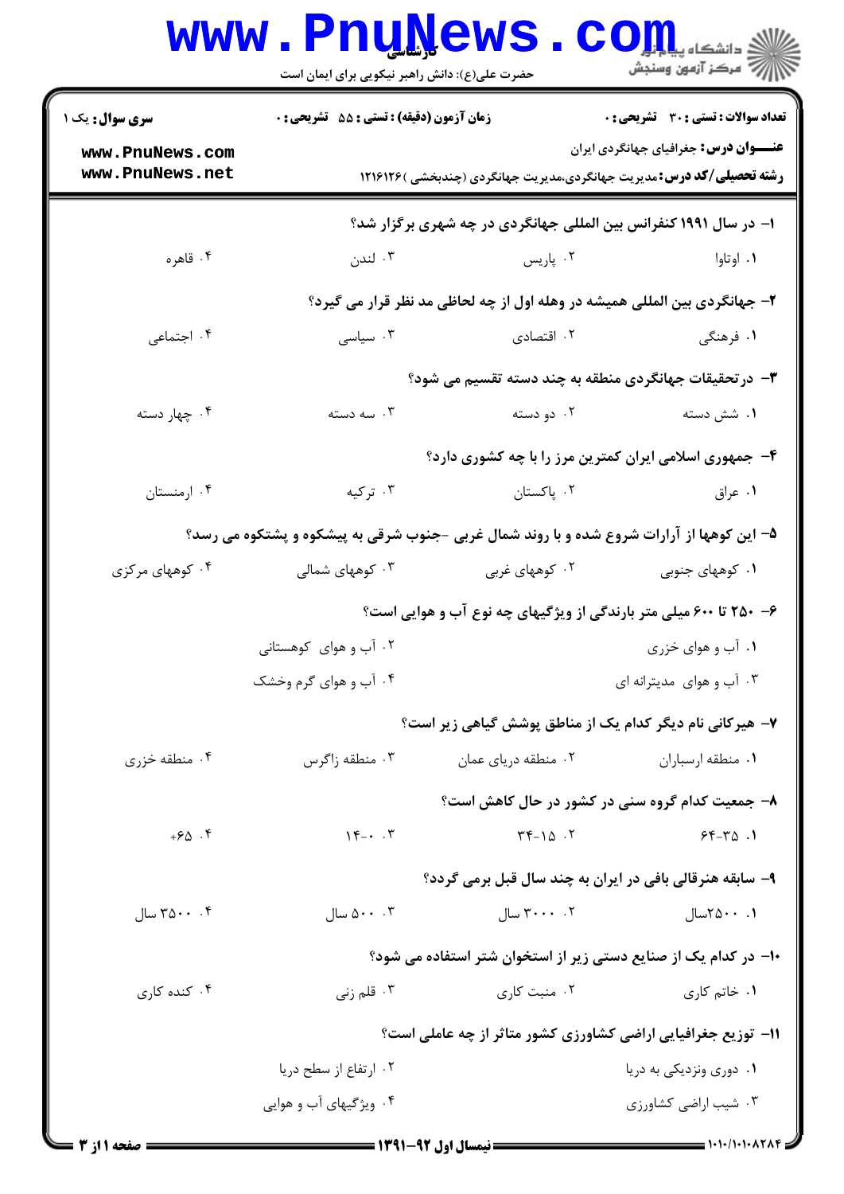کارشناسی

حضرت علی(ع): دانش راهبر نیکویی برای ایمان است

**سری سوال:** یک ۱

**زمان آزمون (دقیقه) : تستی : ۵۵ تشریحی : ۰**

**تعداد سوالات : تستی : ۳۰ تشریحی : ۰**

**عنـــوان درس:** جغرافیای جهانگردی ایران

**رشته تحصیلی/کد درس:** مدیریت جهانگردی،مدیریت جهانگردی (چندبخشی )۱۲۱۶۱۲۶

**۱- در سال ۱۹۹۱ کنفرانس بین المللی جهانگردی در چه شهری برگزار شد؟**

۱. اوتاوا ۲. پاریس ۳. لندن ۴. قاهره

**۲- جهانگردی بین المللی همیشه در وهله اول از چه لحاظی مد نظر قرار می گیرد؟**

۱. فرهنگی ۲. اقتصادی ۳. سیاسی ۴. اجتماعی

**۳- درتحقیقات جهانگردی منطقه به چند دسته تقسیم می شود؟**

۱. شش دسته ۲. دو دسته ۳. سه دسته ۴. چهار دسته

**۴- جمهوری اسلامی ایران کمترین مرز را با چه کشوری دارد؟**

۱. عراق ۲. پاکستان ۳. ترکیه ۴. ارمنستان

**۵- این کوهها از آرارات شروع شده و با روند شمال غربی -جنوب شرقی به پیشکوه و پشتکوه می رسد؟**

۱. کوههای جنوبی ۲. کوههای غربی ۳. کوههای شمالی ۴. کوههای مرکزی

**۶- ۲۵۰ تا ۶۰۰ میلی متر بارندگی از ویژگیهای چه نوع آب و هوایی است؟**

۱. آب و هوای خزری
۲. آب و هوای کوهستانی
۳. آب و هوای مدیترانه ای
۴. آب و هوای گرم وخشک

**۷- هیرکانی نام دیگر کدام یک از مناطق پوشش گیاهی زیر است؟**

۱. منطقه ارسباران ۲. منطقه دریای عمان ۳. منطقه زاگرس ۴. منطقه خزری

**۸- جمعیت کدام گروه سنی در کشور در حال کاهش است؟**

۱. ۳۵-۶۴ ۲. ۱۵-۳۴ ۳. ۰-۱۴ ۴. ۶۵+

**۹- سابقه هنرقالی بافی در ایران به چند سال قبل برمی گردد؟**

۱. ۲۵۰۰سال ۲. ۳۰۰۰ سال ۳. ۵۰۰ سال ۴. ۳۵۰۰ سال

**۱۰- در کدام یک از صنایع دستی زیر از استخوان شتر استفاده می شود؟**

۱. خاتم کاری ۲. منبت کاری ۳. قلم زنی ۴. کنده کاری

**۱۱- توزیع جغرافیایی اراضی کشاورزی کشور متاثر از چه عاملی است؟**

۱. دوری ونزدیکی به دریا
۲. ارتفاع از سطح دریا
۳. شیب اراضی کشاورزی
۴. ویژگیهای آب و هوایی

نیمسال اول ۹۲-۱۳۹۱

۱۰۱۰/۱۰۱۰۸۲۸۴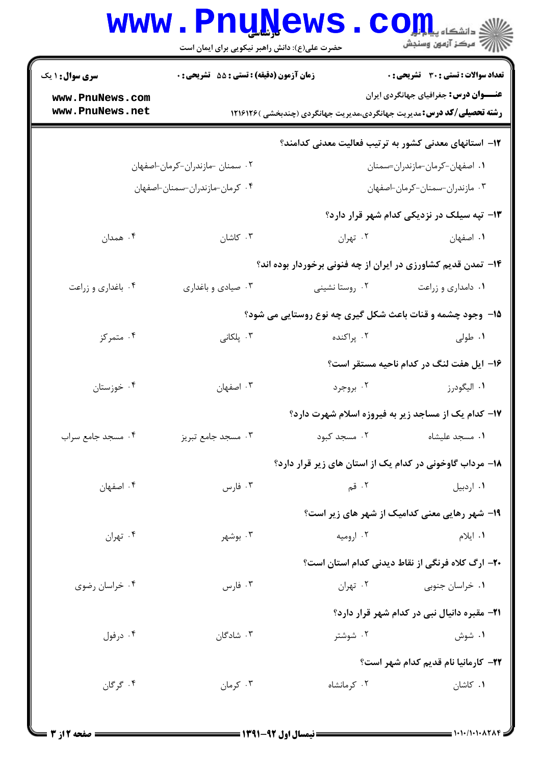**سری سوال:** ۱ یک | **زمان آزمون (دقیقه) : تستی :** ۵۵ **تشریحی :** ۰ | **تعداد سوالات : تستی :** ۳۰ **تشریحی :** ۰

**عنـــوان درس:** جغرافیای جهانگردی ایران

**رشته تحصیلی/کد درس:** مدیریت جهانگردی،مدیریت جهانگردی (چندبخشی )۱۲۱۶۱۲۶

**۱۲- استانهای معدنی کشور به ترتیب فعالیت معدنی کدامند؟**

۱. اصفهان-کرمان-مازندران=سمنان

۲. سمنان -مازندران-کرمان-اصفهان

۳. مازندران-سمنان-کرمان-اصفهان

۴. کرمان-مازندران-سمنان-اصفهان

**۱۳- تپه سیلک در نزدیکی کدام شهر قرار دارد؟**

۱. اصفهان
۲. تهران
۳. کاشان
۴. همدان

**۱۴- تمدن قدیم کشاورزی در ایران از چه فنونی برخوردار بوده اند؟**

۱. دامداری و زراعت
۲. روستا نشینی
۳. صیادی و باغداری
۴. باغداری و زراعت

**۱۵- وجود چشمه و قنات باعث شکل گیری چه نوع روستایی می شود؟**

۱. طولی
۲. پراکنده
۳. پلکانی
۴. متمرکز

**۱۶- ایل هفت لنگ در کدام ناحیه مستقر است؟**

۱. الیگودرز
۲. بروجرد
۳. اصفهان
۴. خوزستان

**۱۷- کدام یک از مساجد زیر به فیروزه اسلام شهرت دارد؟**

۱. مسجد علیشاه
۲. مسجد کبود
۳. مسجد جامع تبریز
۴. مسجد جامع سراب

**۱۸- مرداب گاوخونی در کدام یک از استان های زیر قرار دارد؟**

۱. اردبیل
۲. قم
۳. فارس
۴. اصفهان

**۱۹- شهر رهایی معنی کدامیک از شهر های زیر است؟**

۱. ایلام
۲. ارومیه
۳. بوشهر
۴. تهران

**۲۰- ارگ کلاه فرنگی از نقاط دیدنی کدام استان است؟**

۱. خراسان جنوبی
۲. تهران
۳. فارس
۴. خراسان رضوی

**۲۱- مقبره دانیال نبی در کدام شهر قرار دارد؟**

۱. شوش
۲. شوشتر
۳. شادگان
۴. درفول

**۲۲- کارمانیا نام قدیم کدام شهر است؟**

۱. کاشان
۲. کرمانشاه
۳. کرمان
۴. گرگان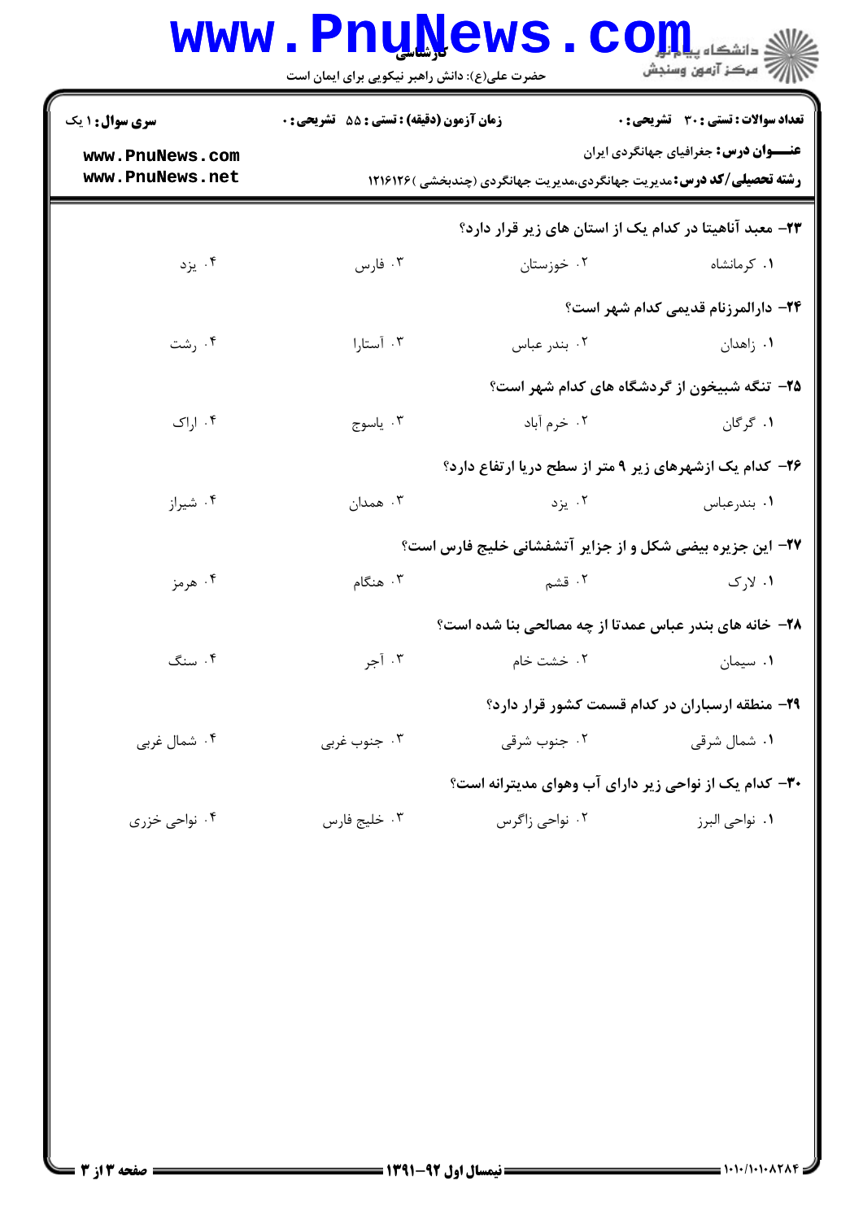**سری سؤال:** ۱ یک | **زمان آزمون (دقیقه) : تستی :** ۵۵ **تشریحی :** ۰ | **تعداد سوالات : تستی :** ۳۰ **تشریحی :** ۰

**عنـــوان درس:** جغرافیای جهانگردی ایران

**رشته تحصیلی/کد درس:** مدیریت جهانگردی،مدیریت جهانگردی (چندبخشی )۱۲۱۶۱۲۶

**۲۳- معبد آناهیتا در کدام یک از استان های زیر قرار دارد؟**

۱. کرمانشاه
۲. خوزستان
۳. فارس
۴. یزد

**۲۴- دارالمرزنام قدیمی کدام شهر است؟**

۱. زاهدان
۲. بندر عباس
۳. آستارا
۴. رشت

**۲۵- تنگه شبیخون از گردشگاه های کدام شهر است؟**

۱. گرگان
۲. خرم آباد
۳. یاسوج
۴. اراک

**۲۶- کدام یک ازشهرهای زیر ۹ متر از سطح دریا ارتفاع دارد؟**

۱. بندرعباس
۲. یزد
۳. همدان
۴. شیراز

**۲۷- این جزیره بیضی شکل و از جزایر آتشفشانی خلیج فارس است؟**

۱. لارک
۲. قشم
۳. هنگام
۴. هرمز

**۲۸- خانه های بندر عباس عمدتا از چه مصالحی بنا شده است؟**

۱. سیمان
۲. خشت خام
۳. آجر
۴. سنگ

**۲۹- منطقه ارسباران در کدام قسمت کشور قرار دارد؟**

۱. شمال شرقی
۲. جنوب شرقی
۳. جنوب غربی
۴. شمال غربی

**۳۰- کدام یک از نواحی زیر دارای آب وهوای مدیترانه است؟**

۱. نواحی البرز
۲. نواحی زاگرس
۳. خلیج فارس
۴. نواحی خزری